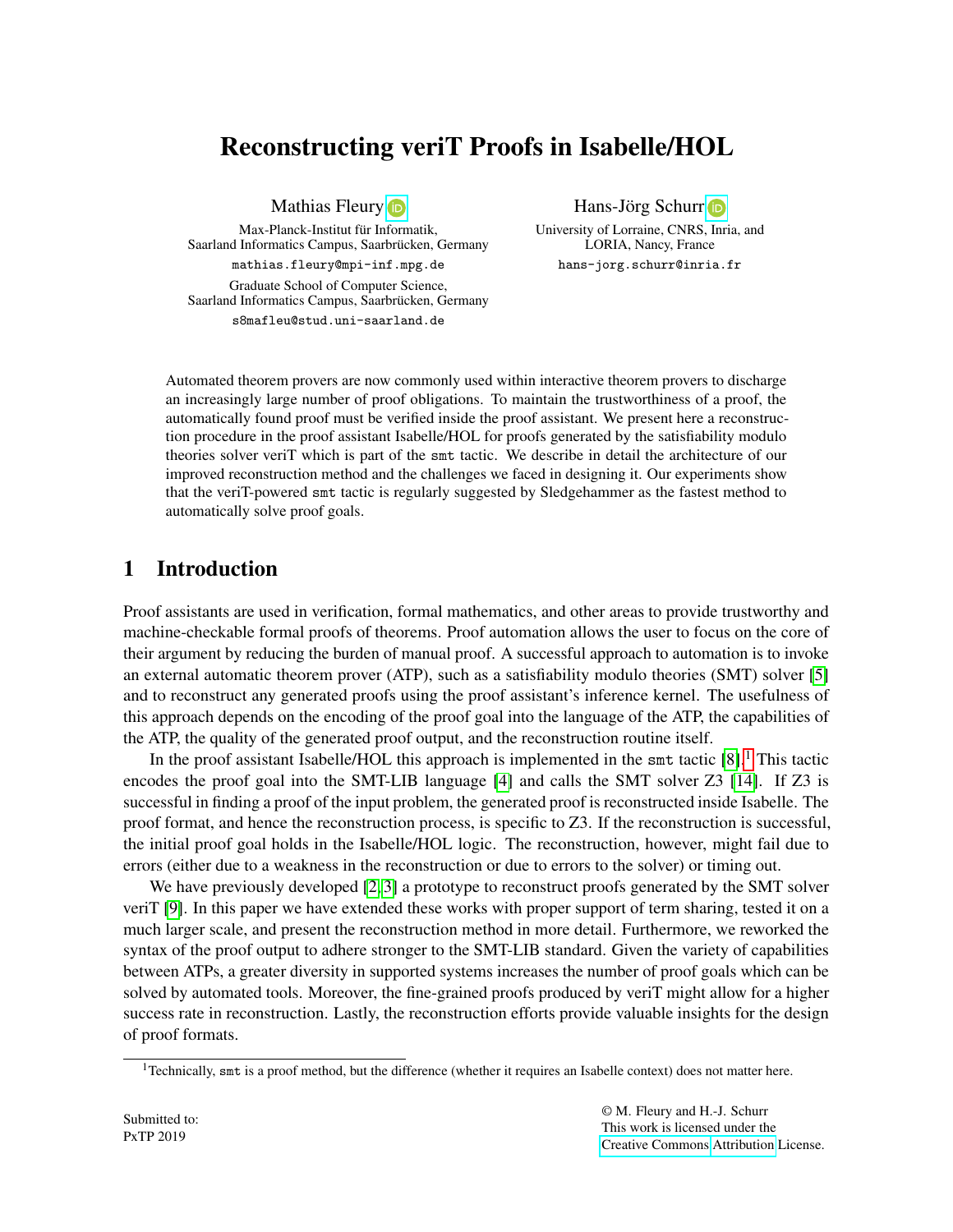# Reconstructing veriT Proofs in Isabelle/HOL

Mathias Fleury
Max-Planck-Institut für Informatik,
Saarland Informatics Campus, Saarbrücken, Germany
mathias.fleury@mpi-inf.mpg.de
Graduate School of Computer Science,
Saarland Informatics Campus, Saarbrücken, Germany
s8mafleu@stud.uni-saarland.de

Hans-Jörg Schurr
University of Lorraine, CNRS, Inria, and
LORIA, Nancy, France
hans-jorg.schurr@inria.fr

Automated theorem provers are now commonly used within interactive theorem provers to discharge an increasingly large number of proof obligations. To maintain the trustworthiness of a proof, the automatically found proof must be verified inside the proof assistant. We present here a reconstruction procedure in the proof assistant Isabelle/HOL for proofs generated by the satisfiability modulo theories solver veriT which is part of the `smt` tactic. We describe in detail the architecture of our improved reconstruction method and the challenges we faced in designing it. Our experiments show that the veriT-powered `smt` tactic is regularly suggested by Sledgehammer as the fastest method to automatically solve proof goals.

## 1 Introduction

Proof assistants are used in verification, formal mathematics, and other areas to provide trustworthy and machine-checkable formal proofs of theorems. Proof automation allows the user to focus on the core of their argument by reducing the burden of manual proof. A successful approach to automation is to invoke an external automatic theorem prover (ATP), such as a satisfiability modulo theories (SMT) solver [5] and to reconstruct any generated proofs using the proof assistant's inference kernel. The usefulness of this approach depends on the encoding of the proof goal into the language of the ATP, the capabilities of the ATP, the quality of the generated proof output, and the reconstruction routine itself.

In the proof assistant Isabelle/HOL this approach is implemented in the `smt` tactic [8].[1] This tactic encodes the proof goal into the SMT-LIB language [4] and calls the SMT solver Z3 [14]. If Z3 is successful in finding a proof of the input problem, the generated proof is reconstructed inside Isabelle. The proof format, and hence the reconstruction process, is specific to Z3. If the reconstruction is successful, the initial proof goal holds in the Isabelle/HOL logic. The reconstruction, however, might fail due to errors (either due to a weakness in the reconstruction or due to errors to the solver) or timing out.

We have previously developed [2, 3] a prototype to reconstruct proofs generated by the SMT solver veriT [9]. In this paper we have extended these works with proper support of term sharing, tested it on a much larger scale, and present the reconstruction method in more detail. Furthermore, we reworked the syntax of the proof output to adhere stronger to the SMT-LIB standard. Given the variety of capabilities between ATPs, a greater diversity in supported systems increases the number of proof goals which can be solved by automated tools. Moreover, the fine-grained proofs produced by veriT might allow for a higher success rate in reconstruction. Lastly, the reconstruction efforts provide valuable insights for the design of proof formats.

[1] Technically, `smt` is a proof method, but the difference (whether it requires an Isabelle context) does not matter here.

Submitted to:
PxTP 2019

© M. Fleury and H.-J. Schurr
This work is licensed under the
Creative Commons Attribution License.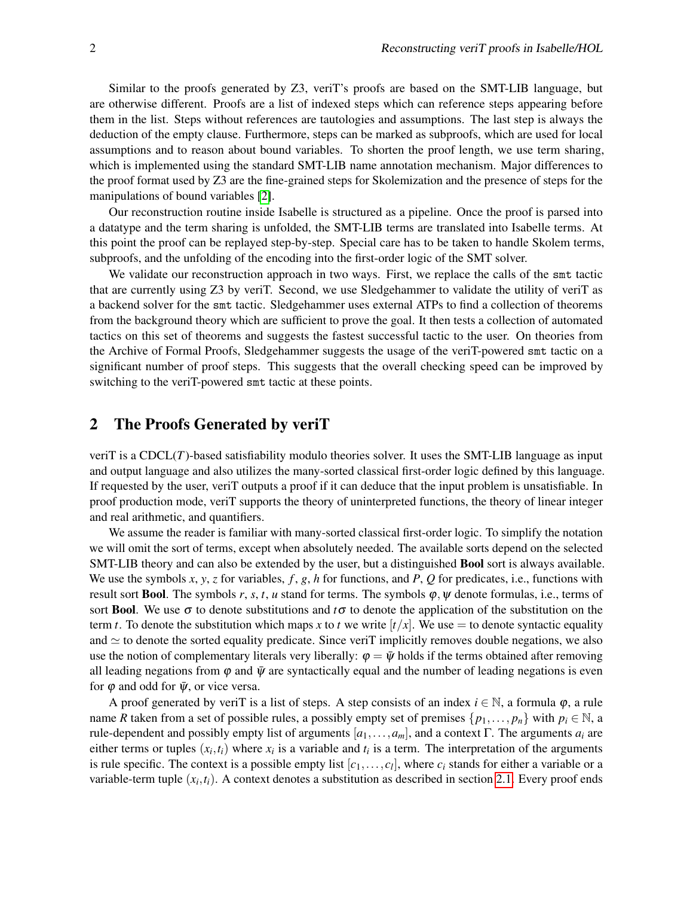Similar to the proofs generated by Z3, veriT's proofs are based on the SMT-LIB language, but are otherwise different. Proofs are a list of indexed steps which can reference steps appearing before them in the list. Steps without references are tautologies and assumptions. The last step is always the deduction of the empty clause. Furthermore, steps can be marked as subproofs, which are used for local assumptions and to reason about bound variables. To shorten the proof length, we use term sharing, which is implemented using the standard SMT-LIB name annotation mechanism. Major differences to the proof format used by Z3 are the fine-grained steps for Skolemization and the presence of steps for the manipulations of bound variables [2].

Our reconstruction routine inside Isabelle is structured as a pipeline. Once the proof is parsed into a datatype and the term sharing is unfolded, the SMT-LIB terms are translated into Isabelle terms. At this point the proof can be replayed step-by-step. Special care has to be taken to handle Skolem terms, subproofs, and the unfolding of the encoding into the first-order logic of the SMT solver.

We validate our reconstruction approach in two ways. First, we replace the calls of the `smt` tactic that are currently using Z3 by veriT. Second, we use Sledgehammer to validate the utility of veriT as a backend solver for the `smt` tactic. Sledgehammer uses external ATPs to find a collection of theorems from the background theory which are sufficient to prove the goal. It then tests a collection of automated tactics on this set of theorems and suggests the fastest successful tactic to the user. On theories from the Archive of Formal Proofs, Sledgehammer suggests the usage of the veriT-powered `smt` tactic on a significant number of proof steps. This suggests that the overall checking speed can be improved by switching to the veriT-powered `smt` tactic at these points.

## 2 The Proofs Generated by veriT

veriT is a CDCL($T$)-based satisfiability modulo theories solver. It uses the SMT-LIB language as input and output language and also utilizes the many-sorted classical first-order logic defined by this language. If requested by the user, veriT outputs a proof if it can deduce that the input problem is unsatisfiable. In proof production mode, veriT supports the theory of uninterpreted functions, the theory of linear integer and real arithmetic, and quantifiers.

We assume the reader is familiar with many-sorted classical first-order logic. To simplify the notation we will omit the sort of terms, except when absolutely needed. The available sorts depend on the selected SMT-LIB theory and can also be extended by the user, but a distinguished **Bool** sort is always available. We use the symbols $x$, $y$, $z$ for variables, $f$, $g$, $h$ for functions, and $P$, $Q$ for predicates, i.e., functions with result sort **Bool**. The symbols $r$, $s$, $t$, $u$ stand for terms. The symbols $\varphi, \psi$ denote formulas, i.e., terms of sort **Bool**. We use $\sigma$ to denote substitutions and $t\sigma$ to denote the application of the substitution on the term $t$. To denote the substitution which maps $x$ to $t$ we write $[t/x]$. We use $=$ to denote syntactic equality and $\simeq$ to denote the sorted equality predicate. Since veriT implicitly removes double negations, we also use the notion of complementary literals very liberally: $\varphi = \bar{\psi}$ holds if the terms obtained after removing all leading negations from $\varphi$ and $\bar{\psi}$ are syntactically equal and the number of leading negations is even for $\varphi$ and odd for $\bar{\psi}$, or vice versa.

A proof generated by veriT is a list of steps. A step consists of an index $i \in \mathbb{N}$, a formula $\varphi$, a rule name $R$ taken from a set of possible rules, a possibly empty set of premises $\{p_1, \ldots, p_n\}$ with $p_i \in \mathbb{N}$, a rule-dependent and possibly empty list of arguments $[a_1, \ldots, a_m]$, and a context $\Gamma$. The arguments $a_i$ are either terms or tuples $(x_i, t_i)$ where $x_i$ is a variable and $t_i$ is a term. The interpretation of the arguments is rule specific. The context is a possible empty list $[c_1, \ldots, c_l]$, where $c_i$ stands for either a variable or a variable-term tuple $(x_i, t_i)$. A context denotes a substitution as described in section 2.1. Every proof ends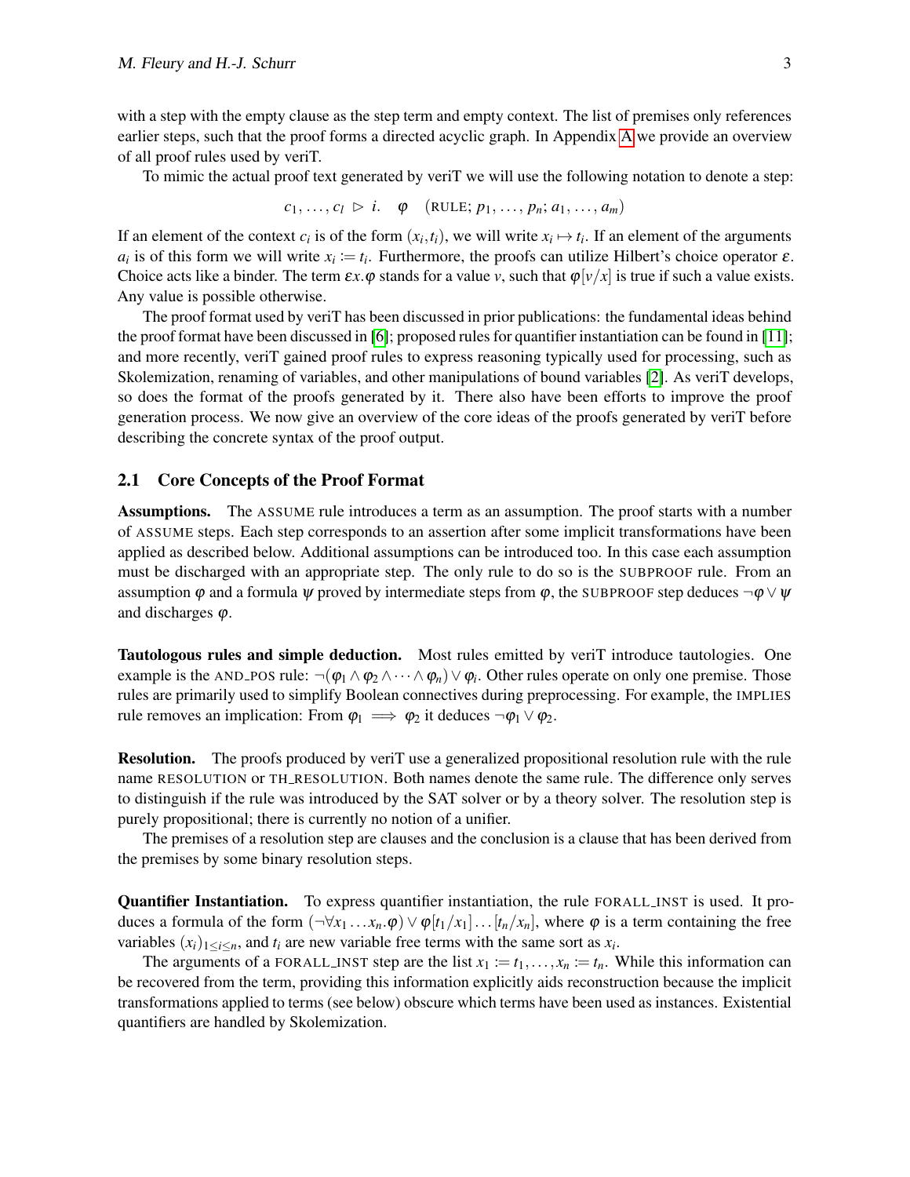with a step with the empty clause as the step term and empty context. The list of premises only references earlier steps, such that the proof forms a directed acyclic graph. In Appendix A we provide an overview of all proof rules used by veriT.

To mimic the actual proof text generated by veriT we will use the following notation to denote a step:

$$c_1, \ldots, c_l \ \triangleright \ i. \quad \varphi \quad (\text{RULE}; \, p_1, \ldots, p_n; \, a_1, \ldots, a_m)$$

If an element of the context $c_i$ is of the form $(x_i, t_i)$, we will write $x_i \mapsto t_i$. If an element of the arguments $a_i$ is of this form we will write $x_i := t_i$. Furthermore, the proofs can utilize Hilbert's choice operator $\varepsilon$. Choice acts like a binder. The term $\varepsilon x.\varphi$ stands for a value $v$, such that $\varphi[v/x]$ is true if such a value exists. Any value is possible otherwise.

The proof format used by veriT has been discussed in prior publications: the fundamental ideas behind the proof format have been discussed in [6]; proposed rules for quantifier instantiation can be found in [11]; and more recently, veriT gained proof rules to express reasoning typically used for processing, such as Skolemization, renaming of variables, and other manipulations of bound variables [2]. As veriT develops, so does the format of the proofs generated by it. There also have been efforts to improve the proof generation process. We now give an overview of the core ideas of the proofs generated by veriT before describing the concrete syntax of the proof output.

## 2.1 Core Concepts of the Proof Format

**Assumptions.** The ASSUME rule introduces a term as an assumption. The proof starts with a number of ASSUME steps. Each step corresponds to an assertion after some implicit transformations have been applied as described below. Additional assumptions can be introduced too. In this case each assumption must be discharged with an appropriate step. The only rule to do so is the SUBPROOF rule. From an assumption $\varphi$ and a formula $\psi$ proved by intermediate steps from $\varphi$, the SUBPROOF step deduces $\neg\varphi \vee \psi$ and discharges $\varphi$.

**Tautologous rules and simple deduction.** Most rules emitted by veriT introduce tautologies. One example is the AND_POS rule: $\neg(\varphi_1 \wedge \varphi_2 \wedge \cdots \wedge \varphi_n) \vee \varphi_i$. Other rules operate on only one premise. Those rules are primarily used to simplify Boolean connectives during preprocessing. For example, the IMPLIES rule removes an implication: From $\varphi_1 \implies \varphi_2$ it deduces $\neg\varphi_1 \vee \varphi_2$.

**Resolution.** The proofs produced by veriT use a generalized propositional resolution rule with the rule name RESOLUTION or TH_RESOLUTION. Both names denote the same rule. The difference only serves to distinguish if the rule was introduced by the SAT solver or by a theory solver. The resolution step is purely propositional; there is currently no notion of a unifier.

The premises of a resolution step are clauses and the conclusion is a clause that has been derived from the premises by some binary resolution steps.

**Quantifier Instantiation.** To express quantifier instantiation, the rule FORALL_INST is used. It produces a formula of the form $(\neg\forall x_1 \ldots x_n.\varphi) \vee \varphi[t_1/x_1] \ldots [t_n/x_n]$, where $\varphi$ is a term containing the free variables $(x_i)_{1 \le i \le n}$, and $t_i$ are new variable free terms with the same sort as $x_i$.

The arguments of a FORALL_INST step are the list $x_1 := t_1, \ldots, x_n := t_n$. While this information can be recovered from the term, providing this information explicitly aids reconstruction because the implicit transformations applied to terms (see below) obscure which terms have been used as instances. Existential quantifiers are handled by Skolemization.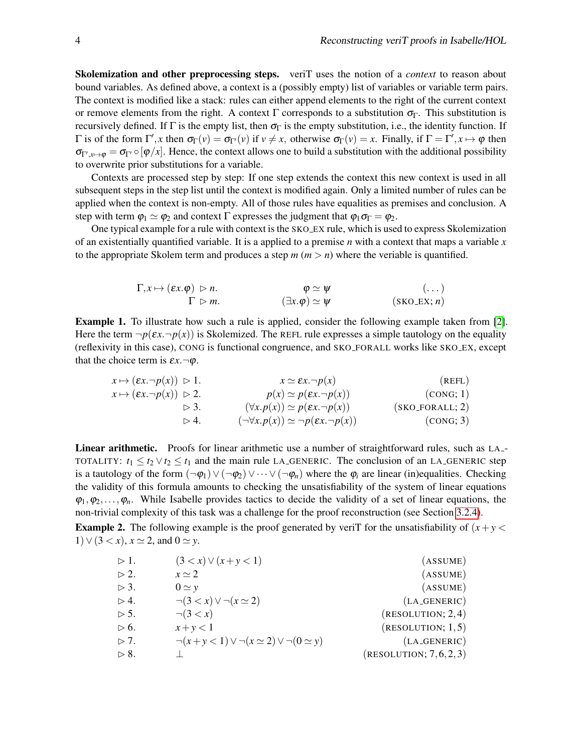**Skolemization and other preprocessing steps.** veriT uses the notion of a *context* to reason about bound variables. As defined above, a context is a (possibly empty) list of variables or variable term pairs. The context is modified like a stack: rules can either append elements to the right of the current context or remove elements from the right. A context $\Gamma$ corresponds to a substitution $\sigma_\Gamma$. This substitution is recursively defined. If $\Gamma$ is the empty list, then $\sigma_\Gamma$ is the empty substitution, i.e., the identity function. If $\Gamma$ is of the form $\Gamma', x$ then $\sigma_\Gamma(v) = \sigma_{\Gamma'}(v)$ if $v \neq x$, otherwise $\sigma_\Gamma(v) = x$. Finally, if $\Gamma = \Gamma', x \mapsto \varphi$ then $\sigma_{\Gamma', x \mapsto \varphi} = \sigma_{\Gamma'} \circ [\varphi/x]$. Hence, the context allows one to build a substitution with the additional possibility to overwrite prior substitutions for a variable.

Contexts are processed step by step: If one step extends the context this new context is used in all subsequent steps in the step list until the context is modified again. Only a limited number of rules can be applied when the context is non-empty. All of those rules have equalities as premises and conclusion. A step with term $\varphi_1 \simeq \varphi_2$ and context $\Gamma$ expresses the judgment that $\varphi_1 \sigma_\Gamma = \varphi_2$.

One typical example for a rule with context is the SKO_EX rule, which is used to express Skolemization of an existentially quantified variable. It is a applied to a premise $n$ with a context that maps a variable $x$ to the appropriate Skolem term and produces a step $m$ ($m > n$) where the veriable is quantified.

$$
\begin{array}{rll}
\Gamma, x \mapsto (\varepsilon x.\varphi) \;\triangleright\; n. & \varphi \simeq \psi & (\ldots) \\
\Gamma \;\triangleright\; m. & (\exists x.\varphi) \simeq \psi & (\text{SKO\_EX}; n)
\end{array}
$$

**Example 1.** To illustrate how such a rule is applied, consider the following example taken from [2]. Here the term $\neg p(\varepsilon x.\neg p(x))$ is Skolemized. The REFL rule expresses a simple tautology on the equality (reflexivity in this case), CONG is functional congruence, and SKO_FORALL works like SKO_EX, except that the choice term is $\varepsilon x.\neg\varphi$.

$$
\begin{array}{rll}
x \mapsto (\varepsilon x.\neg p(x)) \;\triangleright\; 1. & x \simeq \varepsilon x.\neg p(x) & (\text{REFL}) \\
x \mapsto (\varepsilon x.\neg p(x)) \;\triangleright\; 2. & p(x) \simeq p(\varepsilon x.\neg p(x)) & (\text{CONG}; 1) \\
\triangleright\; 3. & (\forall x.p(x)) \simeq p(\varepsilon x.\neg p(x)) & (\text{SKO\_FORALL}; 2) \\
\triangleright\; 4. & (\neg\forall x.p(x)) \simeq \neg p(\varepsilon x.\neg p(x)) & (\text{CONG}; 3)
\end{array}
$$

**Linear arithmetic.** Proofs for linear arithmetic use a number of straightforward rules, such as LA_TOTALITY: $t_1 \leq t_2 \vee t_2 \leq t_1$ and the main rule LA_GENERIC. The conclusion of an LA_GENERIC step is a tautology of the form $(\neg\varphi_1) \vee (\neg\varphi_2) \vee \cdots \vee (\neg\varphi_n)$ where the $\varphi_i$ are linear (in)equalities. Checking the validity of this formula amounts to checking the unsatisfiability of the system of linear equations $\varphi_1, \varphi_2, \ldots, \varphi_n$. While Isabelle provides tactics to decide the validity of a set of linear equations, the non-trivial complexity of this task was a challenge for the proof reconstruction (see Section 3.2.4).

**Example 2.** The following example is the proof generated by veriT for the unsatisfiability of $(x + y < 1) \vee (3 < x)$, $x \simeq 2$, and $0 \simeq y$.

$$
\begin{array}{lll}
\triangleright\; 1. & (3 < x) \vee (x + y < 1) & (\text{ASSUME}) \\
\triangleright\; 2. & x \simeq 2 & (\text{ASSUME}) \\
\triangleright\; 3. & 0 \simeq y & (\text{ASSUME}) \\
\triangleright\; 4. & \neg(3 < x) \vee \neg(x \simeq 2) & (\text{LA\_GENERIC}) \\
\triangleright\; 5. & \neg(3 < x) & (\text{RESOLUTION}; 2, 4) \\
\triangleright\; 6. & x + y < 1 & (\text{RESOLUTION}; 1, 5) \\
\triangleright\; 7. & \neg(x + y < 1) \vee \neg(x \simeq 2) \vee \neg(0 \simeq y) & (\text{LA\_GENERIC}) \\
\triangleright\; 8. & \bot & (\text{RESOLUTION}; 7, 6, 2, 3)
\end{array}
$$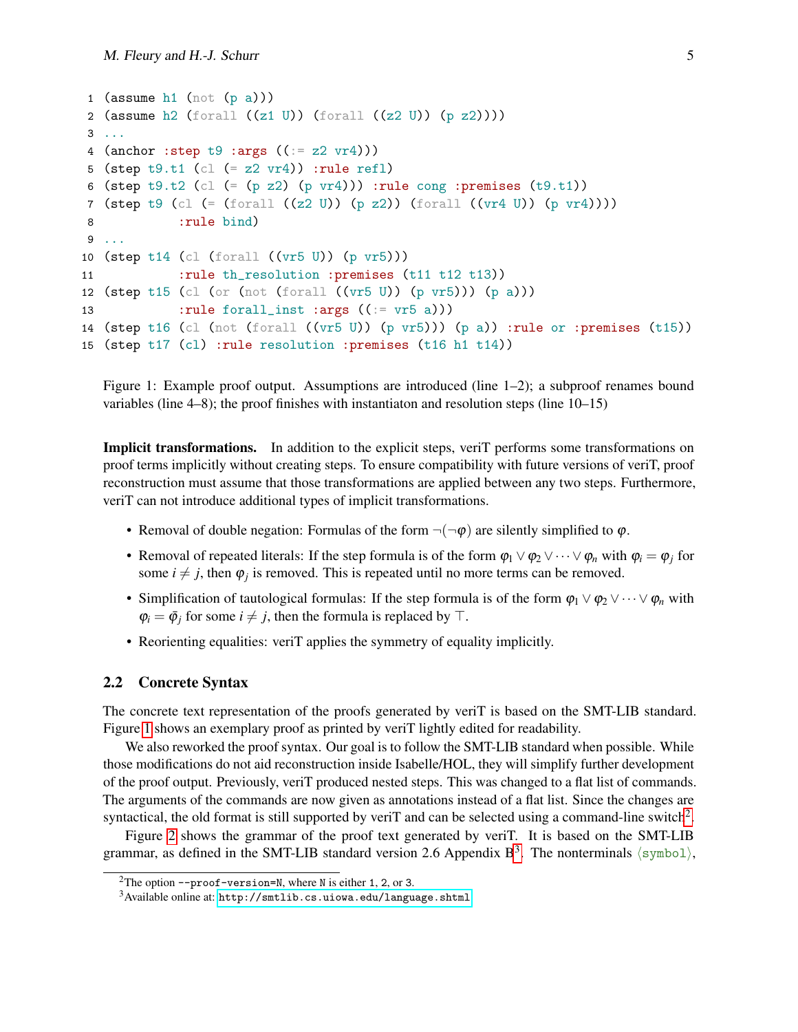```
1 (assume h1 (not (p a)))
2 (assume h2 (forall ((z1 U)) (forall ((z2 U)) (p z2))))
3 ...
4 (anchor :step t9 :args ((:= z2 vr4)))
5 (step t9.t1 (cl (= z2 vr4)) :rule refl)
6 (step t9.t2 (cl (= (p z2) (p vr4))) :rule cong :premises (t9.t1))
7 (step t9 (cl (= (forall ((z2 U)) (p z2)) (forall ((vr4 U)) (p vr4))))
8          :rule bind)
9 ...
10 (step t14 (cl (forall ((vr5 U)) (p vr5)))
11          :rule th_resolution :premises (t11 t12 t13))
12 (step t15 (cl (or (not (forall ((vr5 U)) (p vr5))) (p a)))
13          :rule forall_inst :args ((:= vr5 a)))
14 (step t16 (cl (not (forall ((vr5 U)) (p vr5))) (p a)) :rule or :premises (t15))
15 (step t17 (cl) :rule resolution :premises (t16 h1 t14))
```

Figure 1: Example proof output. Assumptions are introduced (line 1–2); a subproof renames bound variables (line 4–8); the proof finishes with instantiaton and resolution steps (line 10–15)

**Implicit transformations.** In addition to the explicit steps, veriT performs some transformations on proof terms implicitly without creating steps. To ensure compatibility with future versions of veriT, proof reconstruction must assume that those transformations are applied between any two steps. Furthermore, veriT can not introduce additional types of implicit transformations.

- Removal of double negation: Formulas of the form $\neg(\neg\varphi)$ are silently simplified to $\varphi$.
- Removal of repeated literals: If the step formula is of the form $\varphi_1 \vee \varphi_2 \vee \cdots \vee \varphi_n$ with $\varphi_i = \varphi_j$ for some $i \neq j$, then $\varphi_j$ is removed. This is repeated until no more terms can be removed.
- Simplification of tautological formulas: If the step formula is of the form $\varphi_1 \vee \varphi_2 \vee \cdots \vee \varphi_n$ with $\varphi_i = \bar{\varphi}_j$ for some $i \neq j$, then the formula is replaced by $\top$.
- Reorienting equalities: veriT applies the symmetry of equality implicitly.

### 2.2 Concrete Syntax

The concrete text representation of the proofs generated by veriT is based on the SMT-LIB standard. Figure 1 shows an exemplary proof as printed by veriT lightly edited for readability.

We also reworked the proof syntax. Our goal is to follow the SMT-LIB standard when possible. While those modifications do not aid reconstruction inside Isabelle/HOL, they will simplify further development of the proof output. Previously, veriT produced nested steps. This was changed to a flat list of commands. The arguments of the commands are now given as annotations instead of a flat list. Since the changes are syntactical, the old format is still supported by veriT and can be selected using a command-line switch[2].

Figure 2 shows the grammar of the proof text generated by veriT. It is based on the SMT-LIB grammar, as defined in the SMT-LIB standard version 2.6 Appendix B[3]. The nonterminals ⟨symbol⟩,

[2] The option `--proof-version=N`, where N is either 1, 2, or 3.

[3] Available online at: http://smtlib.cs.uiowa.edu/language.shtml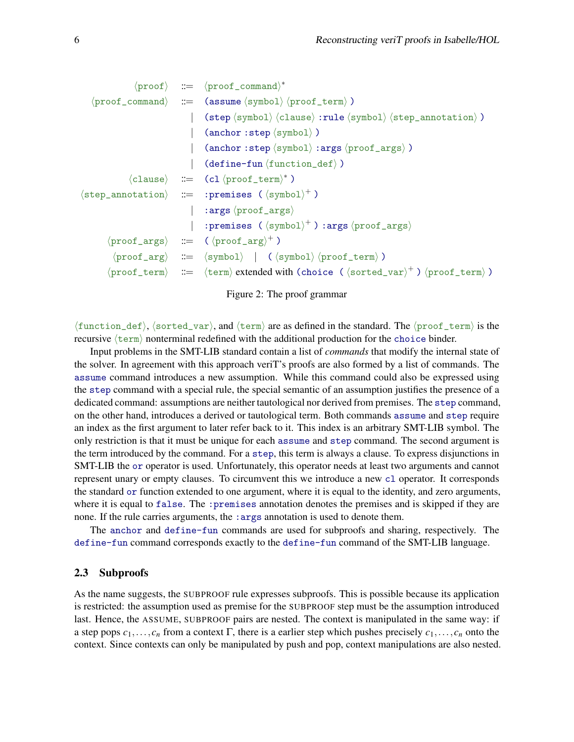```
⟨proof⟩            ::=  ⟨proof_command⟩*
⟨proof_command⟩    ::=  (assume ⟨symbol⟩ ⟨proof_term⟩ )
                     |  (step ⟨symbol⟩ ⟨clause⟩ :rule ⟨symbol⟩ ⟨step_annotation⟩ )
                     |  (anchor :step ⟨symbol⟩ )
                     |  (anchor :step ⟨symbol⟩ :args ⟨proof_args⟩ )
                     |  (define-fun ⟨function_def⟩ )
⟨clause⟩           ::=  (cl ⟨proof_term⟩* )
⟨step_annotation⟩  ::=  :premises ( ⟨symbol⟩+ )
                     |  :args ⟨proof_args⟩
                     |  :premises ( ⟨symbol⟩+ ) :args ⟨proof_args⟩
⟨proof_args⟩       ::=  ( ⟨proof_arg⟩+ )
⟨proof_arg⟩        ::=  ⟨symbol⟩  |  ( ⟨symbol⟩ ⟨proof_term⟩ )
⟨proof_term⟩       ::=  ⟨term⟩ extended with (choice ( ⟨sorted_var⟩+ ) ⟨proof_term⟩ )
```

Figure 2: The proof grammar

⟨function_def⟩, ⟨sorted_var⟩, and ⟨term⟩ are as defined in the standard. The ⟨proof_term⟩ is the recursive ⟨term⟩ nonterminal redefined with the additional production for the `choice` binder.

Input problems in the SMT-LIB standard contain a list of *commands* that modify the internal state of the solver. In agreement with this approach veriT's proofs are also formed by a list of commands. The `assume` command introduces a new assumption. While this command could also be expressed using the `step` command with a special rule, the special semantic of an assumption justifies the presence of a dedicated command: assumptions are neither tautological nor derived from premises. The `step` command, on the other hand, introduces a derived or tautological term. Both commands `assume` and `step` require an index as the first argument to later refer back to it. This index is an arbitrary SMT-LIB symbol. The only restriction is that it must be unique for each `assume` and `step` command. The second argument is the term introduced by the command. For a `step`, this term is always a clause. To express disjunctions in SMT-LIB the `or` operator is used. Unfortunately, this operator needs at least two arguments and cannot represent unary or empty clauses. To circumvent this we introduce a new `cl` operator. It corresponds the standard `or` function extended to one argument, where it is equal to the identity, and zero arguments, where it is equal to `false`. The `:premises` annotation denotes the premises and is skipped if they are none. If the rule carries arguments, the `:args` annotation is used to denote them.

The `anchor` and `define-fun` commands are used for subproofs and sharing, respectively. The `define-fun` command corresponds exactly to the `define-fun` command of the SMT-LIB language.

### 2.3 Subproofs

As the name suggests, the SUBPROOF rule expresses subproofs. This is possible because its application is restricted: the assumption used as premise for the SUBPROOF step must be the assumption introduced last. Hence, the ASSUME, SUBPROOF pairs are nested. The context is manipulated in the same way: if a step pops $c_1, \ldots, c_n$ from a context $\Gamma$, there is a earlier step which pushes precisely $c_1, \ldots, c_n$ onto the context. Since contexts can only be manipulated by push and pop, context manipulations are also nested.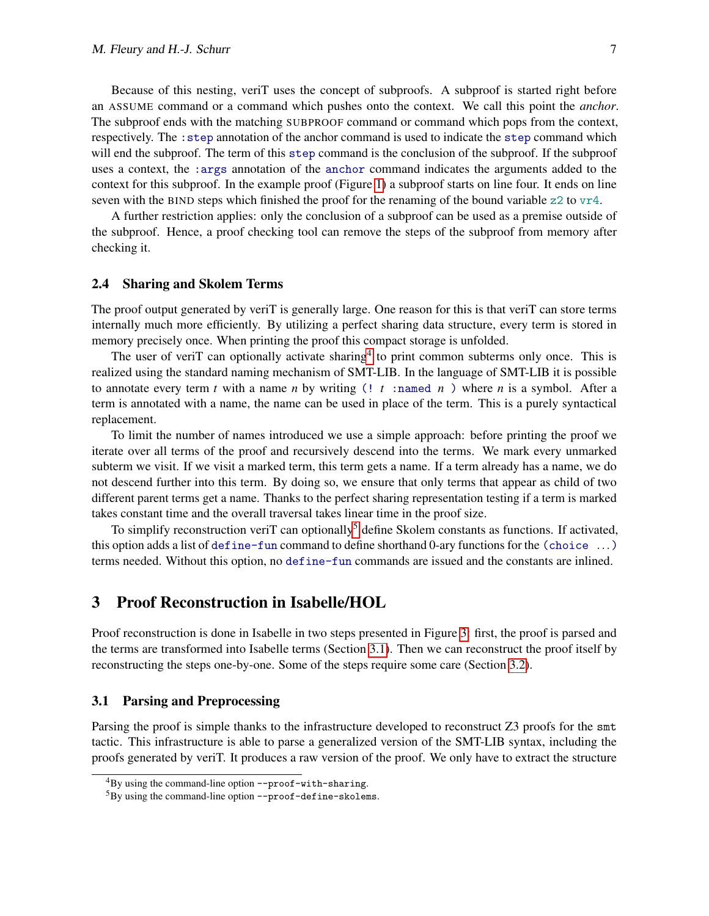Because of this nesting, veriT uses the concept of subproofs. A subproof is started right before an ASSUME command or a command which pushes onto the context. We call this point the *anchor*. The subproof ends with the matching SUBPROOF command or command which pops from the context, respectively. The `:step` annotation of the anchor command is used to indicate the `step` command which will end the subproof. The term of this `step` command is the conclusion of the subproof. If the subproof uses a context, the `:args` annotation of the `anchor` command indicates the arguments added to the context for this subproof. In the example proof (Figure 1) a subproof starts on line four. It ends on line seven with the BIND steps which finished the proof for the renaming of the bound variable `z2` to `vr4`.

A further restriction applies: only the conclusion of a subproof can be used as a premise outside of the subproof. Hence, a proof checking tool can remove the steps of the subproof from memory after checking it.

### 2.4 Sharing and Skolem Terms

The proof output generated by veriT is generally large. One reason for this is that veriT can store terms internally much more efficiently. By utilizing a perfect sharing data structure, every term is stored in memory precisely once. When printing the proof this compact storage is unfolded.

The user of veriT can optionally activate sharing[4] to print common subterms only once. This is realized using the standard naming mechanism of SMT-LIB. In the language of SMT-LIB it is possible to annotate every term $t$ with a name $n$ by writing `(! t :named n )` where $n$ is a symbol. After a term is annotated with a name, the name can be used in place of the term. This is a purely syntactical replacement.

To limit the number of names introduced we use a simple approach: before printing the proof we iterate over all terms of the proof and recursively descend into the terms. We mark every unmarked subterm we visit. If we visit a marked term, this term gets a name. If a term already has a name, we do not descend further into this term. By doing so, we ensure that only terms that appear as child of two different parent terms get a name. Thanks to the perfect sharing representation testing if a term is marked takes constant time and the overall traversal takes linear time in the proof size.

To simplify reconstruction veriT can optionally[5] define Skolem constants as functions. If activated, this option adds a list of `define-fun` command to define shorthand 0-ary functions for the `(choice ...)` terms needed. Without this option, no `define-fun` commands are issued and the constants are inlined.

## 3 Proof Reconstruction in Isabelle/HOL

Proof reconstruction is done in Isabelle in two steps presented in Figure 3: first, the proof is parsed and the terms are transformed into Isabelle terms (Section 3.1). Then we can reconstruct the proof itself by reconstructing the steps one-by-one. Some of the steps require some care (Section 3.2).

### 3.1 Parsing and Preprocessing

Parsing the proof is simple thanks to the infrastructure developed to reconstruct Z3 proofs for the `smt` tactic. This infrastructure is able to parse a generalized version of the SMT-LIB syntax, including the proofs generated by veriT. It produces a raw version of the proof. We only have to extract the structure

---

[4] By using the command-line option `--proof-with-sharing`.

[5] By using the command-line option `--proof-define-skolems`.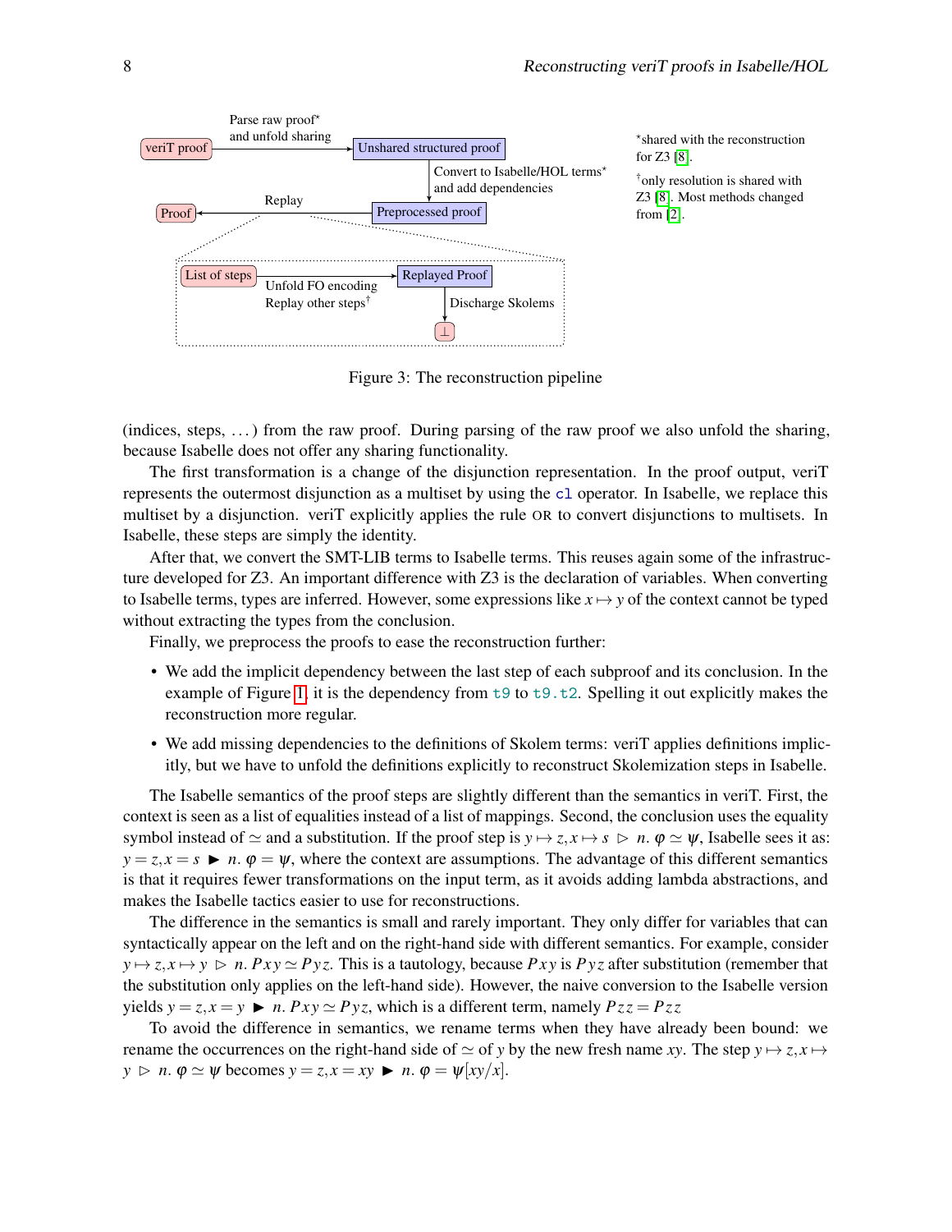*shared with the reconstruction for Z3 [8].

†only resolution is shared with Z3 [8]. Most methods changed from [2].

Figure 3: The reconstruction pipeline

(indices, steps, ...) from the raw proof. During parsing of the raw proof we also unfold the sharing, because Isabelle does not offer any sharing functionality.

The first transformation is a change of the disjunction representation. In the proof output, veriT represents the outermost disjunction as a multiset by using the `cl` operator. In Isabelle, we replace this multiset by a disjunction. veriT explicitly applies the rule OR to convert disjunctions to multisets. In Isabelle, these steps are simply the identity.

After that, we convert the SMT-LIB terms to Isabelle terms. This reuses again some of the infrastructure developed for Z3. An important difference with Z3 is the declaration of variables. When converting to Isabelle terms, types are inferred. However, some expressions like $x \mapsto y$ of the context cannot be typed without extracting the types from the conclusion.

Finally, we preprocess the proofs to ease the reconstruction further:

- We add the implicit dependency between the last step of each subproof and its conclusion. In the example of Figure 1, it is the dependency from `t9` to `t9.t2`. Spelling it out explicitly makes the reconstruction more regular.
- We add missing dependencies to the definitions of Skolem terms: veriT applies definitions implicitly, but we have to unfold the definitions explicitly to reconstruct Skolemization steps in Isabelle.

The Isabelle semantics of the proof steps are slightly different than the semantics in veriT. First, the context is seen as a list of equalities instead of a list of mappings. Second, the conclusion uses the equality symbol instead of $\simeq$ and a substitution. If the proof step is $y \mapsto z, x \mapsto s \ \triangleright \ n.\ \varphi \simeq \psi$, Isabelle sees it as: $y = z, x = s \ \blacktriangleright \ n.\ \varphi = \psi$, where the context are assumptions. The advantage of this different semantics is that it requires fewer transformations on the input term, as it avoids adding lambda abstractions, and makes the Isabelle tactics easier to use for reconstructions.

The difference in the semantics is small and rarely important. They only differ for variables that can syntactically appear on the left and on the right-hand side with different semantics. For example, consider $y \mapsto z, x \mapsto y \ \triangleright \ n.\ P\,x\,y \simeq P\,y\,z$. This is a tautology, because $P\,x\,y$ is $P\,y\,z$ after substitution (remember that the substitution only applies on the left-hand side). However, the naive conversion to the Isabelle version yields $y = z, x = y \ \blacktriangleright \ n.\ P\,x\,y \simeq P\,y\,z$, which is a different term, namely $P\,z\,z = P\,z\,z$

To avoid the difference in semantics, we rename terms when they have already been bound: we rename the occurrences on the right-hand side of $\simeq$ of $y$ by the new fresh name $xy$. The step $y \mapsto z, x \mapsto y \ \triangleright \ n.\ \varphi \simeq \psi$ becomes $y = z, x = xy \ \blacktriangleright \ n.\ \varphi = \psi[xy/x]$.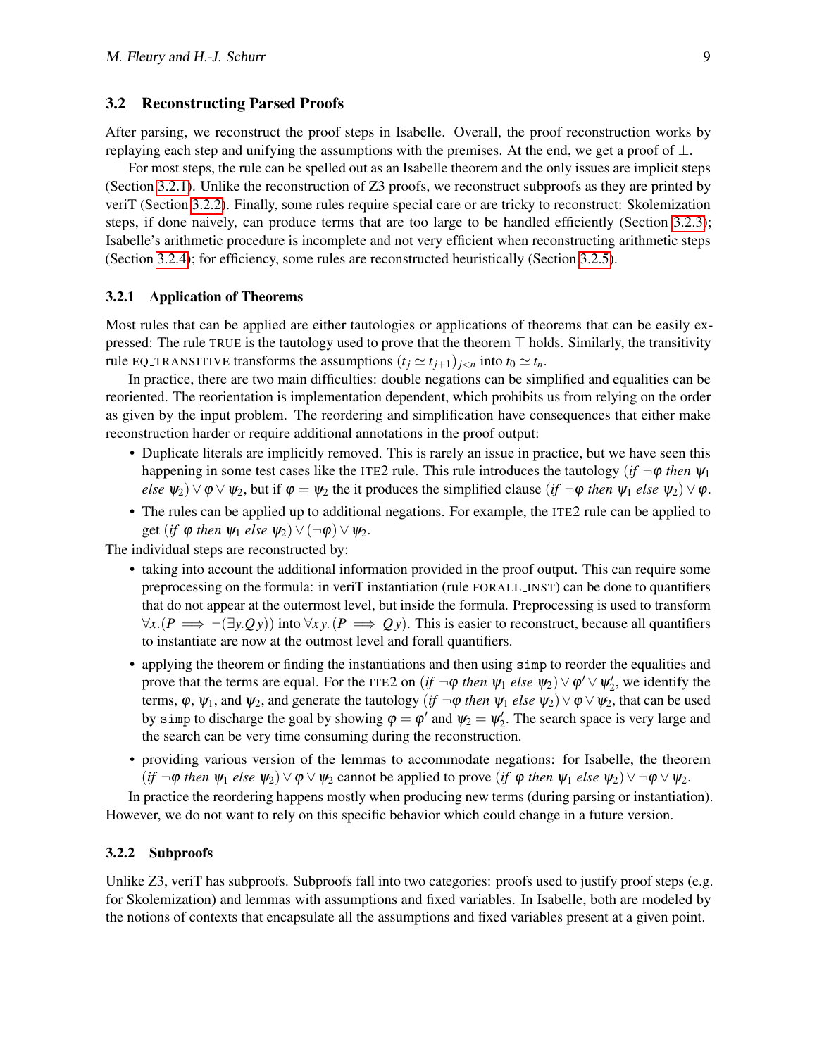### 3.2 Reconstructing Parsed Proofs

After parsing, we reconstruct the proof steps in Isabelle. Overall, the proof reconstruction works by replaying each step and unifying the assumptions with the premises. At the end, we get a proof of $\bot$.

For most steps, the rule can be spelled out as an Isabelle theorem and the only issues are implicit steps (Section 3.2.1). Unlike the reconstruction of Z3 proofs, we reconstruct subproofs as they are printed by veriT (Section 3.2.2). Finally, some rules require special care or are tricky to reconstruct: Skolemization steps, if done naively, can produce terms that are too large to be handled efficiently (Section 3.2.3); Isabelle's arithmetic procedure is incomplete and not very efficient when reconstructing arithmetic steps (Section 3.2.4); for efficiency, some rules are reconstructed heuristically (Section 3.2.5).

#### 3.2.1 Application of Theorems

Most rules that can be applied are either tautologies or applications of theorems that can be easily expressed: The rule TRUE is the tautology used to prove that the theorem $\top$ holds. Similarly, the transitivity rule EQ_TRANSITIVE transforms the assumptions $(t_j \simeq t_{j+1})_{j<n}$ into $t_0 \simeq t_n$.

In practice, there are two main difficulties: double negations can be simplified and equalities can be reoriented. The reorientation is implementation dependent, which prohibits us from relying on the order as given by the input problem. The reordering and simplification have consequences that either make reconstruction harder or require additional annotations in the proof output:

- Duplicate literals are implicitly removed. This is rarely an issue in practice, but we have seen this happening in some test cases like the ITE2 rule. This rule introduces the tautology $(\textit{if } \neg\varphi \textit{ then } \psi_1 \textit{ else } \psi_2) \vee \varphi \vee \psi_2$, but if $\varphi = \psi_2$ the it produces the simplified clause $(\textit{if } \neg\varphi \textit{ then } \psi_1 \textit{ else } \psi_2) \vee \varphi$.
- The rules can be applied up to additional negations. For example, the ITE2 rule can be applied to get $(\textit{if } \varphi \textit{ then } \psi_1 \textit{ else } \psi_2) \vee (\neg\varphi) \vee \psi_2$.

The individual steps are reconstructed by:

- taking into account the additional information provided in the proof output. This can require some preprocessing on the formula: in veriT instantiation (rule FORALL_INST) can be done to quantifiers that do not appear at the outermost level, but inside the formula. Preprocessing is used to transform $\forall x. (P \implies \neg(\exists y. Q\, y))$ into $\forall x\, y. (P \implies Q\, y)$. This is easier to reconstruct, because all quantifiers to instantiate are now at the outmost level and forall quantifiers.
- applying the theorem or finding the instantiations and then using `simp` to reorder the equalities and prove that the terms are equal. For the ITE2 on $(\textit{if } \neg\varphi \textit{ then } \psi_1 \textit{ else } \psi_2) \vee \varphi' \vee \psi_2'$, we identify the terms, $\varphi$, $\psi_1$, and $\psi_2$, and generate the tautology $(\textit{if } \neg\varphi \textit{ then } \psi_1 \textit{ else } \psi_2) \vee \varphi \vee \psi_2$, that can be used by `simp` to discharge the goal by showing $\varphi = \varphi'$ and $\psi_2 = \psi_2'$. The search space is very large and the search can be very time consuming during the reconstruction.
- providing various version of the lemmas to accommodate negations: for Isabelle, the theorem $(\textit{if } \neg\varphi \textit{ then } \psi_1 \textit{ else } \psi_2) \vee \varphi \vee \psi_2$ cannot be applied to prove $(\textit{if } \varphi \textit{ then } \psi_1 \textit{ else } \psi_2) \vee \neg\varphi \vee \psi_2$.

In practice the reordering happens mostly when producing new terms (during parsing or instantiation). However, we do not want to rely on this specific behavior which could change in a future version.

#### 3.2.2 Subproofs

Unlike Z3, veriT has subproofs. Subproofs fall into two categories: proofs used to justify proof steps (e.g. for Skolemization) and lemmas with assumptions and fixed variables. In Isabelle, both are modeled by the notions of contexts that encapsulate all the assumptions and fixed variables present at a given point.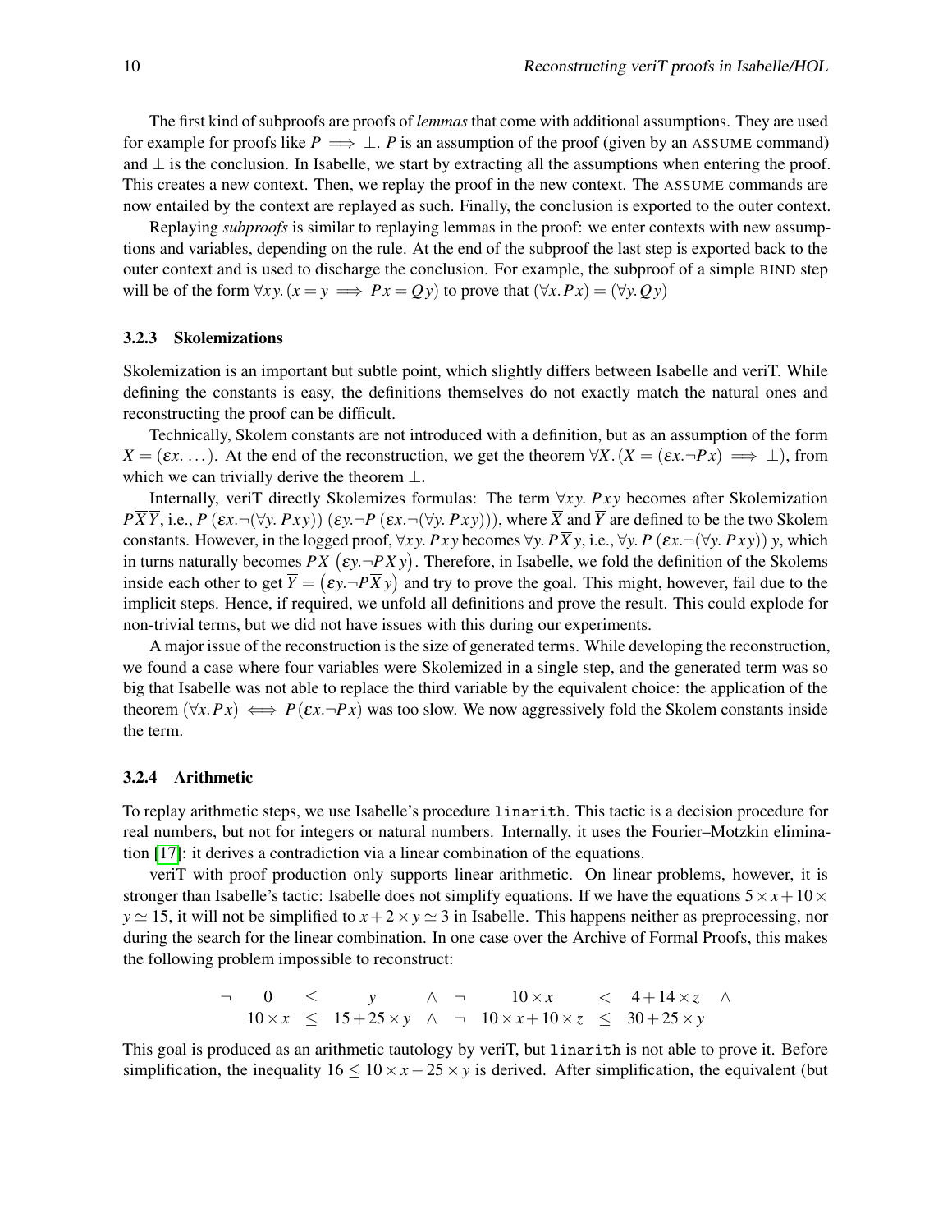The first kind of subproofs are proofs of *lemmas* that come with additional assumptions. They are used for example for proofs like $P \implies \bot$. $P$ is an assumption of the proof (given by an ASSUME command) and $\bot$ is the conclusion. In Isabelle, we start by extracting all the assumptions when entering the proof. This creates a new context. Then, we replay the proof in the new context. The ASSUME commands are now entailed by the context are replayed as such. Finally, the conclusion is exported to the outer context.

Replaying *subproofs* is similar to replaying lemmas in the proof: we enter contexts with new assumptions and variables, depending on the rule. At the end of the subproof the last step is exported back to the outer context and is used to discharge the conclusion. For example, the subproof of a simple BIND step will be of the form $\forall x y.\, (x = y \implies P\, x = Q\, y)$ to prove that $(\forall x.\, P\, x) = (\forall y.\, Q\, y)$

### 3.2.3 Skolemizations

Skolemization is an important but subtle point, which slightly differs between Isabelle and veriT. While defining the constants is easy, the definitions themselves do not exactly match the natural ones and reconstructing the proof can be difficult.

Technically, Skolem constants are not introduced with a definition, but as an assumption of the form $\overline{X} = (\varepsilon x. \ldots)$. At the end of the reconstruction, we get the theorem $\forall \overline{X}.\, (\overline{X} = (\varepsilon x. \neg P\, x) \implies \bot)$, from which we can trivially derive the theorem $\bot$.

Internally, veriT directly Skolemizes formulas: The term $\forall x y.\, P\, x\, y$ becomes after Skolemization $P\, \overline{X}\, \overline{Y}$, i.e., $P\, (\varepsilon x. \neg(\forall y.\, P\, x\, y))\, (\varepsilon y. \neg P\, (\varepsilon x. \neg(\forall y.\, P\, x\, y)))$, where $\overline{X}$ and $\overline{Y}$ are defined to be the two Skolem constants. However, in the logged proof, $\forall x y.\, P\, x\, y$ becomes $\forall y.\, P\, \overline{X}\, y$, i.e., $\forall y.\, P\, (\varepsilon x. \neg(\forall y.\, P\, x\, y))\, y$, which in turns naturally becomes $P\, \overline{X}\, \left(\varepsilon y. \neg P\, \overline{X}\, y\right)$. Therefore, in Isabelle, we fold the definition of the Skolems inside each other to get $\overline{Y} = \left(\varepsilon y. \neg P\, \overline{X}\, y\right)$ and try to prove the goal. This might, however, fail due to the implicit steps. Hence, if required, we unfold all definitions and prove the result. This could explode for non-trivial terms, but we did not have issues with this during our experiments.

A major issue of the reconstruction is the size of generated terms. While developing the reconstruction, we found a case where four variables were Skolemized in a single step, and the generated term was so big that Isabelle was not able to replace the third variable by the equivalent choice: the application of the theorem $(\forall x.\, P\, x) \iff P\, (\varepsilon x. \neg P\, x)$ was too slow. We now aggressively fold the Skolem constants inside the term.

### 3.2.4 Arithmetic

To replay arithmetic steps, we use Isabelle's procedure `linarith`. This tactic is a decision procedure for real numbers, but not for integers or natural numbers. Internally, it uses the Fourier–Motzkin elimination [17]: it derives a contradiction via a linear combination of the equations.

veriT with proof production only supports linear arithmetic. On linear problems, however, it is stronger than Isabelle's tactic: Isabelle does not simplify equations. If we have the equations $5 \times x + 10 \times y \simeq 15$, it will not be simplified to $x + 2 \times y \simeq 3$ in Isabelle. This happens neither as preprocessing, nor during the search for the linear combination. In one case over the Archive of Formal Proofs, this makes the following problem impossible to reconstruct:

$$\begin{array}{ccccccccc} \neg & 0 & \leq & y & \wedge & \neg & 10 \times x & < & 4 + 14 \times z & \wedge \\ & 10 \times x & \leq & 15 + 25 \times y & \wedge & \neg & 10 \times x + 10 \times z & \leq & 30 + 25 \times y & \end{array}$$

This goal is produced as an arithmetic tautology by veriT, but `linarith` is not able to prove it. Before simplification, the inequality $16 \leq 10 \times x - 25 \times y$ is derived. After simplification, the equivalent (but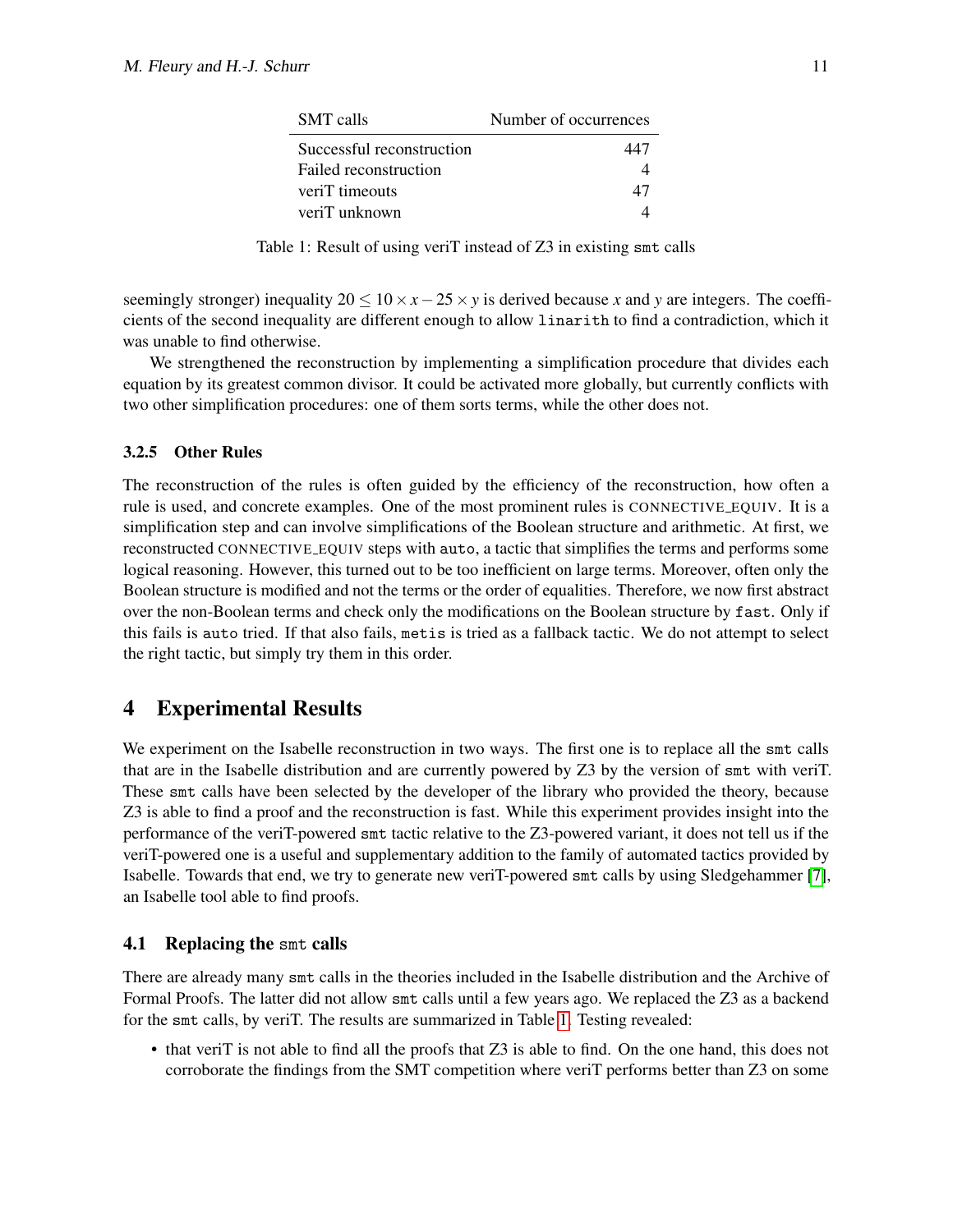| SMT calls | Number of occurrences |
|---|---|
| Successful reconstruction | 447 |
| Failed reconstruction | 4 |
| veriT timeouts | 47 |
| veriT unknown | 4 |

Table 1: Result of using veriT instead of Z3 in existing `smt` calls

seemingly stronger) inequality $20 \leq 10 \times x - 25 \times y$ is derived because $x$ and $y$ are integers. The coefficients of the second inequality are different enough to allow `linarith` to find a contradiction, which it was unable to find otherwise.

We strengthened the reconstruction by implementing a simplification procedure that divides each equation by its greatest common divisor. It could be activated more globally, but currently conflicts with two other simplification procedures: one of them sorts terms, while the other does not.

#### 3.2.5 Other Rules

The reconstruction of the rules is often guided by the efficiency of the reconstruction, how often a rule is used, and concrete examples. One of the most prominent rules is CONNECTIVE_EQUIV. It is a simplification step and can involve simplifications of the Boolean structure and arithmetic. At first, we reconstructed CONNECTIVE_EQUIV steps with `auto`, a tactic that simplifies the terms and performs some logical reasoning. However, this turned out to be too inefficient on large terms. Moreover, often only the Boolean structure is modified and not the terms or the order of equalities. Therefore, we now first abstract over the non-Boolean terms and check only the modifications on the Boolean structure by `fast`. Only if this fails is `auto` tried. If that also fails, `metis` is tried as a fallback tactic. We do not attempt to select the right tactic, but simply try them in this order.

## 4 Experimental Results

We experiment on the Isabelle reconstruction in two ways. The first one is to replace all the `smt` calls that are in the Isabelle distribution and are currently powered by Z3 by the version of `smt` with veriT. These `smt` calls have been selected by the developer of the library who provided the theory, because Z3 is able to find a proof and the reconstruction is fast. While this experiment provides insight into the performance of the veriT-powered `smt` tactic relative to the Z3-powered variant, it does not tell us if the veriT-powered one is a useful and supplementary addition to the family of automated tactics provided by Isabelle. Towards that end, we try to generate new veriT-powered `smt` calls by using Sledgehammer [7], an Isabelle tool able to find proofs.

### 4.1 Replacing the `smt` calls

There are already many `smt` calls in the theories included in the Isabelle distribution and the Archive of Formal Proofs. The latter did not allow `smt` calls until a few years ago. We replaced the Z3 as a backend for the `smt` calls, by veriT. The results are summarized in Table 1. Testing revealed:

- that veriT is not able to find all the proofs that Z3 is able to find. On the one hand, this does not corroborate the findings from the SMT competition where veriT performs better than Z3 on some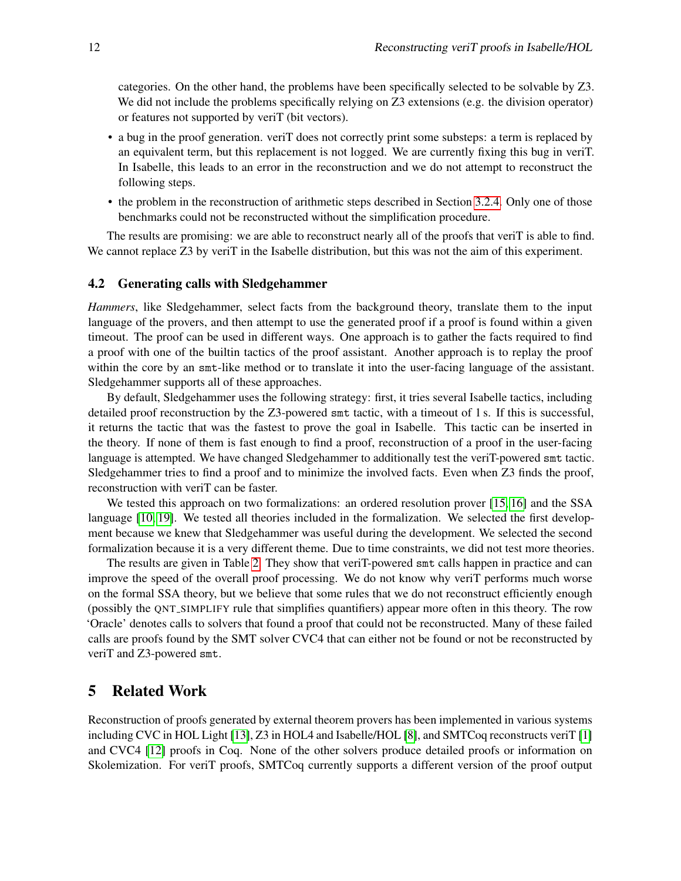categories. On the other hand, the problems have been specifically selected to be solvable by Z3. We did not include the problems specifically relying on Z3 extensions (e.g. the division operator) or features not supported by veriT (bit vectors).

- a bug in the proof generation. veriT does not correctly print some substeps: a term is replaced by an equivalent term, but this replacement is not logged. We are currently fixing this bug in veriT. In Isabelle, this leads to an error in the reconstruction and we do not attempt to reconstruct the following steps.
- the problem in the reconstruction of arithmetic steps described in Section 3.2.4. Only one of those benchmarks could not be reconstructed without the simplification procedure.

The results are promising: we are able to reconstruct nearly all of the proofs that veriT is able to find. We cannot replace Z3 by veriT in the Isabelle distribution, but this was not the aim of this experiment.

### 4.2 Generating calls with Sledgehammer

*Hammers*, like Sledgehammer, select facts from the background theory, translate them to the input language of the provers, and then attempt to use the generated proof if a proof is found within a given timeout. The proof can be used in different ways. One approach is to gather the facts required to find a proof with one of the builtin tactics of the proof assistant. Another approach is to replay the proof within the core by an `smt`-like method or to translate it into the user-facing language of the assistant. Sledgehammer supports all of these approaches.

By default, Sledgehammer uses the following strategy: first, it tries several Isabelle tactics, including detailed proof reconstruction by the Z3-powered `smt` tactic, with a timeout of 1 s. If this is successful, it returns the tactic that was the fastest to prove the goal in Isabelle. This tactic can be inserted in the theory. If none of them is fast enough to find a proof, reconstruction of a proof in the user-facing language is attempted. We have changed Sledgehammer to additionally test the veriT-powered `smt` tactic. Sledgehammer tries to find a proof and to minimize the involved facts. Even when Z3 finds the proof, reconstruction with veriT can be faster.

We tested this approach on two formalizations: an ordered resolution prover [15, 16] and the SSA language [10, 19]. We tested all theories included in the formalization. We selected the first development because we knew that Sledgehammer was useful during the development. We selected the second formalization because it is a very different theme. Due to time constraints, we did not test more theories.

The results are given in Table 2. They show that veriT-powered `smt` calls happen in practice and can improve the speed of the overall proof processing. We do not know why veriT performs much worse on the formal SSA theory, but we believe that some rules that we do not reconstruct efficiently enough (possibly the QNT_SIMPLIFY rule that simplifies quantifiers) appear more often in this theory. The row 'Oracle' denotes calls to solvers that found a proof that could not be reconstructed. Many of these failed calls are proofs found by the SMT solver CVC4 that can either not be found or not be reconstructed by veriT and Z3-powered `smt`.

## 5 Related Work

Reconstruction of proofs generated by external theorem provers has been implemented in various systems including CVC in HOL Light [13], Z3 in HOL4 and Isabelle/HOL [8], and SMTCoq reconstructs veriT [1] and CVC4 [12] proofs in Coq. None of the other solvers produce detailed proofs or information on Skolemization. For veriT proofs, SMTCoq currently supports a different version of the proof output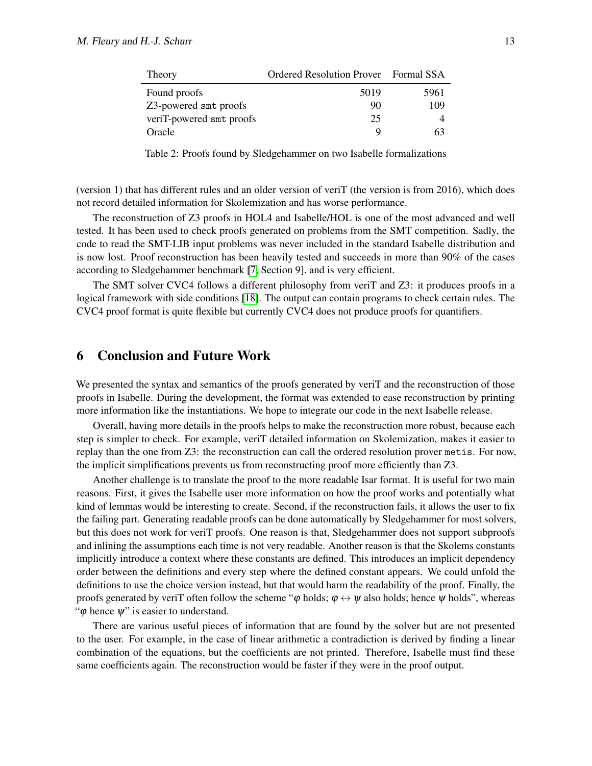| Theory | Ordered Resolution Prover | Formal SSA |
|---|---|---|
| Found proofs | 5019 | 5961 |
| Z3-powered `smt` proofs | 90 | 109 |
| veriT-powered `smt` proofs | 25 | 4 |
| Oracle | 9 | 63 |

Table 2: Proofs found by Sledgehammer on two Isabelle formalizations

(version 1) that has different rules and an older version of veriT (the version is from 2016), which does not record detailed information for Skolemization and has worse performance.

The reconstruction of Z3 proofs in HOL4 and Isabelle/HOL is one of the most advanced and well tested. It has been used to check proofs generated on problems from the SMT competition. Sadly, the code to read the SMT-LIB input problems was never included in the standard Isabelle distribution and is now lost. Proof reconstruction has been heavily tested and succeeds in more than 90% of the cases according to Sledgehammer benchmark [7, Section 9], and is very efficient.

The SMT solver CVC4 follows a different philosophy from veriT and Z3: it produces proofs in a logical framework with side conditions [18]. The output can contain programs to check certain rules. The CVC4 proof format is quite flexible but currently CVC4 does not produce proofs for quantifiers.

## 6 Conclusion and Future Work

We presented the syntax and semantics of the proofs generated by veriT and the reconstruction of those proofs in Isabelle. During the development, the format was extended to ease reconstruction by printing more information like the instantiations. We hope to integrate our code in the next Isabelle release.

Overall, having more details in the proofs helps to make the reconstruction more robust, because each step is simpler to check. For example, veriT detailed information on Skolemization, makes it easier to replay than the one from Z3: the reconstruction can call the ordered resolution prover `metis`. For now, the implicit simplifications prevents us from reconstructing proof more efficiently than Z3.

Another challenge is to translate the proof to the more readable Isar format. It is useful for two main reasons. First, it gives the Isabelle user more information on how the proof works and potentially what kind of lemmas would be interesting to create. Second, if the reconstruction fails, it allows the user to fix the failing part. Generating readable proofs can be done automatically by Sledgehammer for most solvers, but this does not work for veriT proofs. One reason is that, Sledgehammer does not support subproofs and inlining the assumptions each time is not very readable. Another reason is that the Skolems constants implicitly introduce a context where these constants are defined. This introduces an implicit dependency order between the definitions and every step where the defined constant appears. We could unfold the definitions to use the choice version instead, but that would harm the readability of the proof. Finally, the proofs generated by veriT often follow the scheme "$\varphi$ holds; $\varphi \leftrightarrow \psi$ also holds; hence $\psi$ holds", whereas "$\varphi$ hence $\psi$" is easier to understand.

There are various useful pieces of information that are found by the solver but are not presented to the user. For example, in the case of linear arithmetic a contradiction is derived by finding a linear combination of the equations, but the coefficients are not printed. Therefore, Isabelle must find these same coefficients again. The reconstruction would be faster if they were in the proof output.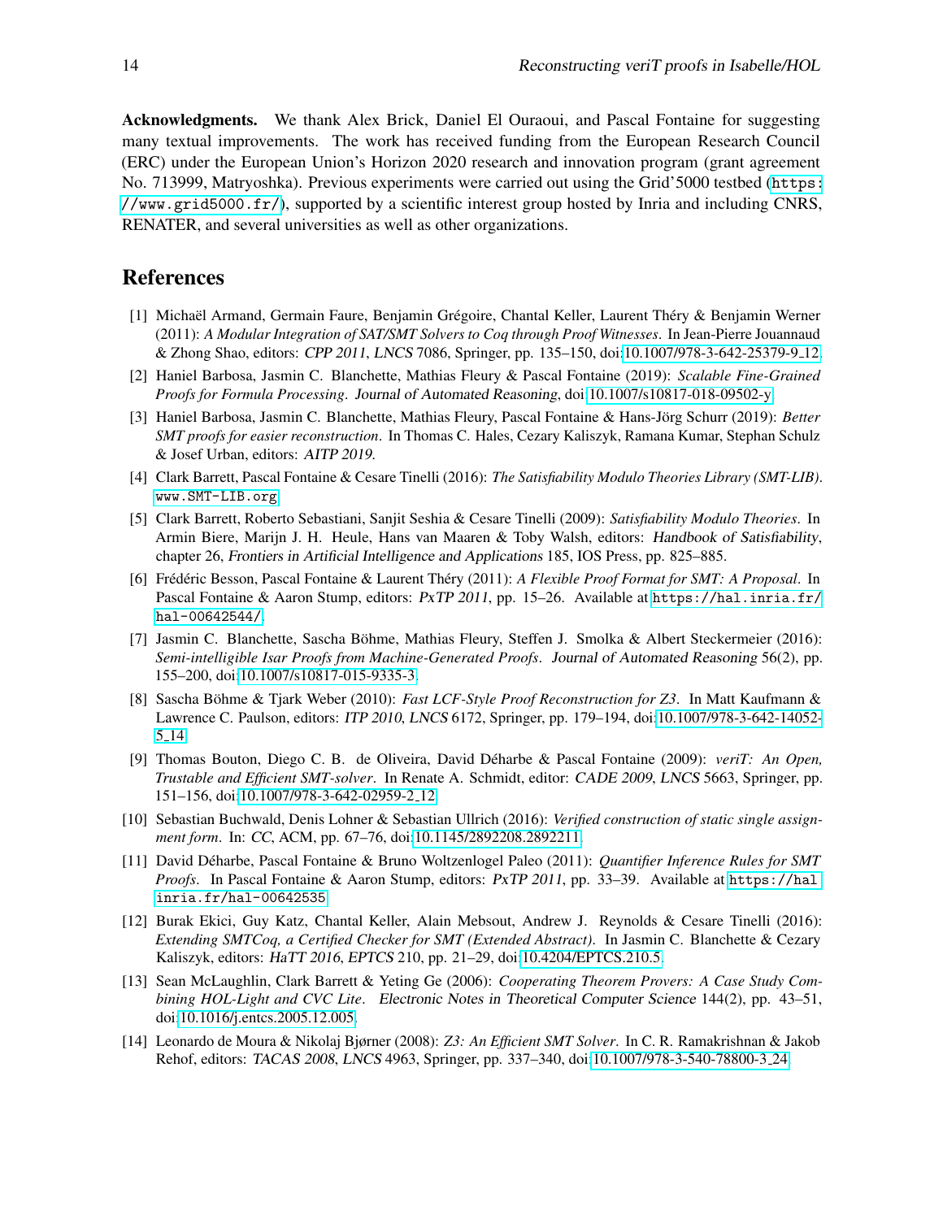**Acknowledgments.** We thank Alex Brick, Daniel El Ouraoui, and Pascal Fontaine for suggesting many textual improvements. The work has received funding from the European Research Council (ERC) under the European Union's Horizon 2020 research and innovation program (grant agreement No. 713999, Matryoshka). Previous experiments were carried out using the Grid'5000 testbed (`https://www.grid5000.fr/`), supported by a scientific interest group hosted by Inria and including CNRS, RENATER, and several universities as well as other organizations.

## References

[1] Michaël Armand, Germain Faure, Benjamin Grégoire, Chantal Keller, Laurent Théry & Benjamin Werner (2011): *A Modular Integration of SAT/SMT Solvers to Coq through Proof Witnesses*. In Jean-Pierre Jouannaud & Zhong Shao, editors: *CPP 2011*, *LNCS* 7086, Springer, pp. 135–150, doi:10.1007/978-3-642-25379-9_12.

[2] Haniel Barbosa, Jasmin C. Blanchette, Mathias Fleury & Pascal Fontaine (2019): *Scalable Fine-Grained Proofs for Formula Processing*. Journal of Automated Reasoning, doi:10.1007/s10817-018-09502-y.

[3] Haniel Barbosa, Jasmin C. Blanchette, Mathias Fleury, Pascal Fontaine & Hans-Jörg Schurr (2019): *Better SMT proofs for easier reconstruction*. In Thomas C. Hales, Cezary Kaliszyk, Ramana Kumar, Stephan Schulz & Josef Urban, editors: *AITP 2019*.

[4] Clark Barrett, Pascal Fontaine & Cesare Tinelli (2016): *The Satisfiability Modulo Theories Library (SMT-LIB)*. `www.SMT-LIB.org`.

[5] Clark Barrett, Roberto Sebastiani, Sanjit Seshia & Cesare Tinelli (2009): *Satisfiability Modulo Theories*. In Armin Biere, Marijn J. H. Heule, Hans van Maaren & Toby Walsh, editors: Handbook of Satisfiability, chapter 26, Frontiers in Artificial Intelligence and Applications 185, IOS Press, pp. 825–885.

[6] Frédéric Besson, Pascal Fontaine & Laurent Théry (2011): *A Flexible Proof Format for SMT: A Proposal*. In Pascal Fontaine & Aaron Stump, editors: *PxTP 2011*, pp. 15–26. Available at `https://hal.inria.fr/hal-00642544/`.

[7] Jasmin C. Blanchette, Sascha Böhme, Mathias Fleury, Steffen J. Smolka & Albert Steckermeier (2016): *Semi-intelligible Isar Proofs from Machine-Generated Proofs*. Journal of Automated Reasoning 56(2), pp. 155–200, doi:10.1007/s10817-015-9335-3.

[8] Sascha Böhme & Tjark Weber (2010): *Fast LCF-Style Proof Reconstruction for Z3*. In Matt Kaufmann & Lawrence C. Paulson, editors: *ITP 2010*, *LNCS* 6172, Springer, pp. 179–194, doi:10.1007/978-3-642-14052-5_14.

[9] Thomas Bouton, Diego C. B. de Oliveira, David Déharbe & Pascal Fontaine (2009): *veriT: An Open, Trustable and Efficient SMT-solver*. In Renate A. Schmidt, editor: *CADE 2009*, *LNCS* 5663, Springer, pp. 151–156, doi:10.1007/978-3-642-02959-2_12.

[10] Sebastian Buchwald, Denis Lohner & Sebastian Ullrich (2016): *Verified construction of static single assignment form*. In: *CC*, ACM, pp. 67–76, doi:10.1145/2892208.2892211.

[11] David Déharbe, Pascal Fontaine & Bruno Woltzenlogel Paleo (2011): *Quantifier Inference Rules for SMT Proofs*. In Pascal Fontaine & Aaron Stump, editors: *PxTP 2011*, pp. 33–39. Available at `https://hal.inria.fr/hal-00642535`.

[12] Burak Ekici, Guy Katz, Chantal Keller, Alain Mebsout, Andrew J. Reynolds & Cesare Tinelli (2016): *Extending SMTCoq, a Certified Checker for SMT (Extended Abstract)*. In Jasmin C. Blanchette & Cezary Kaliszyk, editors: *HaTT 2016*, *EPTCS* 210, pp. 21–29, doi:10.4204/EPTCS.210.5.

[13] Sean McLaughlin, Clark Barrett & Yeting Ge (2006): *Cooperating Theorem Provers: A Case Study Combining HOL-Light and CVC Lite*. Electronic Notes in Theoretical Computer Science 144(2), pp. 43–51, doi:10.1016/j.entcs.2005.12.005.

[14] Leonardo de Moura & Nikolaj Bjørner (2008): *Z3: An Efficient SMT Solver*. In C. R. Ramakrishnan & Jakob Rehof, editors: *TACAS 2008*, *LNCS* 4963, Springer, pp. 337–340, doi:10.1007/978-3-540-78800-3_24.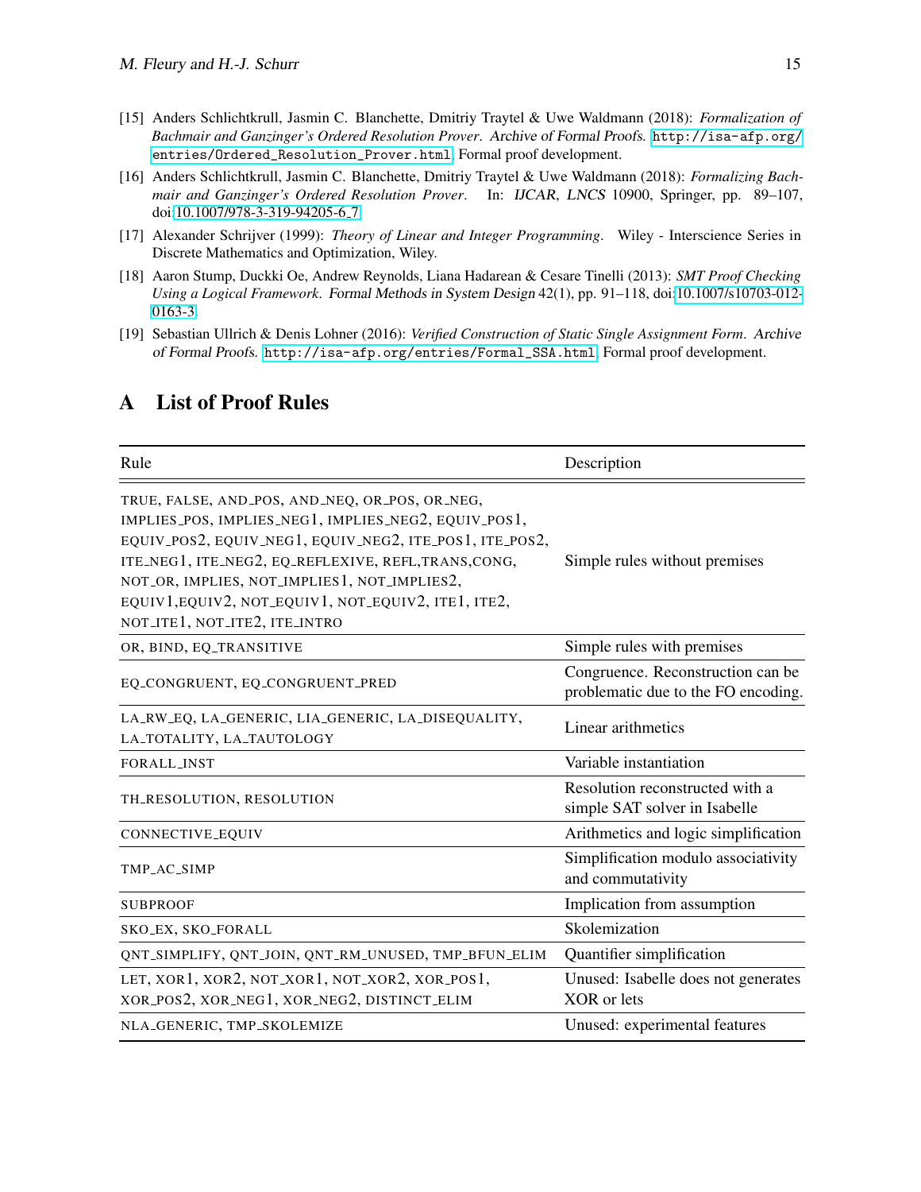[15] Anders Schlichtkrull, Jasmin C. Blanchette, Dmitriy Traytel & Uwe Waldmann (2018): *Formalization of Bachmair and Ganzinger's Ordered Resolution Prover*. Archive of Formal Proofs. http://isa-afp.org/entries/Ordered_Resolution_Prover.html, Formal proof development.

[16] Anders Schlichtkrull, Jasmin C. Blanchette, Dmitriy Traytel & Uwe Waldmann (2018): *Formalizing Bachmair and Ganzinger's Ordered Resolution Prover*. In: *IJCAR*, *LNCS* 10900, Springer, pp. 89–107, doi:10.1007/978-3-319-94205-6_7.

[17] Alexander Schrijver (1999): *Theory of Linear and Integer Programming*. Wiley - Interscience Series in Discrete Mathematics and Optimization, Wiley.

[18] Aaron Stump, Duckki Oe, Andrew Reynolds, Liana Hadarean & Cesare Tinelli (2013): *SMT Proof Checking Using a Logical Framework*. Formal Methods in System Design 42(1), pp. 91–118, doi:10.1007/s10703-012-0163-3.

[19] Sebastian Ullrich & Denis Lohner (2016): *Verified Construction of Static Single Assignment Form*. Archive of Formal Proofs. http://isa-afp.org/entries/Formal_SSA.html, Formal proof development.

# A List of Proof Rules

| Rule | Description |
|---|---|
| TRUE, FALSE, AND_POS, AND_NEQ, OR_POS, OR_NEG, IMPLIES_POS, IMPLIES_NEG1, IMPLIES_NEG2, EQUIV_POS1, EQUIV_POS2, EQUIV_NEG1, EQUIV_NEG2, ITE_POS1, ITE_POS2, ITE_NEG1, ITE_NEG2, EQ_REFLEXIVE, REFL,TRANS,CONG, NOT_OR, IMPLIES, NOT_IMPLIES1, NOT_IMPLIES2, EQUIV1,EQUIV2, NOT_EQUIV1, NOT_EQUIV2, ITE1, ITE2, NOT_ITE1, NOT_ITE2, ITE_INTRO | Simple rules without premises |
| OR, BIND, EQ_TRANSITIVE | Simple rules with premises |
| EQ_CONGRUENT, EQ_CONGRUENT_PRED | Congruence. Reconstruction can be problematic due to the FO encoding. |
| LA_RW_EQ, LA_GENERIC, LIA_GENERIC, LA_DISEQUALITY, LA_TOTALITY, LA_TAUTOLOGY | Linear arithmetics |
| FORALL_INST | Variable instantiation |
| TH_RESOLUTION, RESOLUTION | Resolution reconstructed with a simple SAT solver in Isabelle |
| CONNECTIVE_EQUIV | Arithmetics and logic simplification |
| TMP_AC_SIMP | Simplification modulo associativity and commutativity |
| SUBPROOF | Implication from assumption |
| SKO_EX, SKO_FORALL | Skolemization |
| QNT_SIMPLIFY, QNT_JOIN, QNT_RM_UNUSED, TMP_BFUN_ELIM | Quantifier simplification |
| LET, XOR1, XOR2, NOT_XOR1, NOT_XOR2, XOR_POS1, XOR_POS2, XOR_NEG1, XOR_NEG2, DISTINCT_ELIM | Unused: Isabelle does not generates XOR or lets |
| NLA_GENERIC, TMP_SKOLEMIZE | Unused: experimental features |